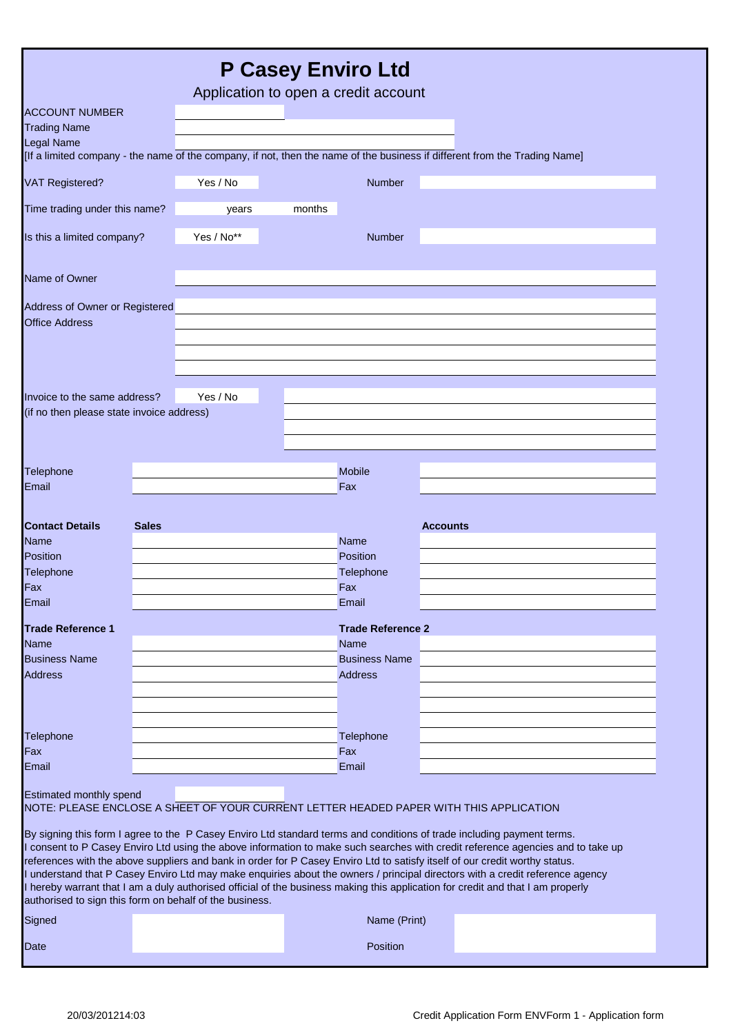# P Casey Enviro Ltd

## Application to open a credit account

ACCOUNT NUMBER

Trading Name

Legal Name

[If a limited company - the name of the company, if not, then the name of the business if different from the Trading Name]

VAT Registered? Yes / No    Number

Time trading under this name? years months

Is this a limited company? Yes / No**    Number

Name of Owner

Address of Owner or Registered Office Address

Invoice to the same address? Yes / No
(if no then please state invoice address)

| | | | |
|---|---|---|---|
| Telephone | | Mobile | |
| Email | | Fax | |

| **Contact Details** | **Sales** | | **Accounts** |
|---|---|---|---|
| Name | | Name | |
| Position | | Position | |
| Telephone | | Telephone | |
| Fax | | Fax | |
| Email | | Email | |

| **Trade Reference 1** | | **Trade Reference 2** | |
|---|---|---|---|
| Name | | Name | |
| Business Name | | Business Name | |
| Address | | Address | |
| Telephone | | Telephone | |
| Fax | | Fax | |
| Email | | Email | |

Estimated monthly spend

NOTE: PLEASE ENCLOSE A SHEET OF YOUR CURRENT LETTER HEADED PAPER WITH THIS APPLICATION

By signing this form I agree to the P Casey Enviro Ltd standard terms and conditions of trade including payment terms.
I consent to P Casey Enviro Ltd using the above information to make such searches with credit reference agencies and to take up references with the above suppliers and bank in order for P Casey Enviro Ltd to satisfy itself of our credit worthy status.
I understand that P Casey Enviro Ltd may make enquiries about the owners / principal directors with a credit reference agency
I hereby warrant that I am a duly authorised official of the business making this application for credit and that I am properly authorised to sign this form on behalf of the business.

| | | | |
|---|---|---|---|
| Signed | | Name (Print) | |
| Date | | Position | |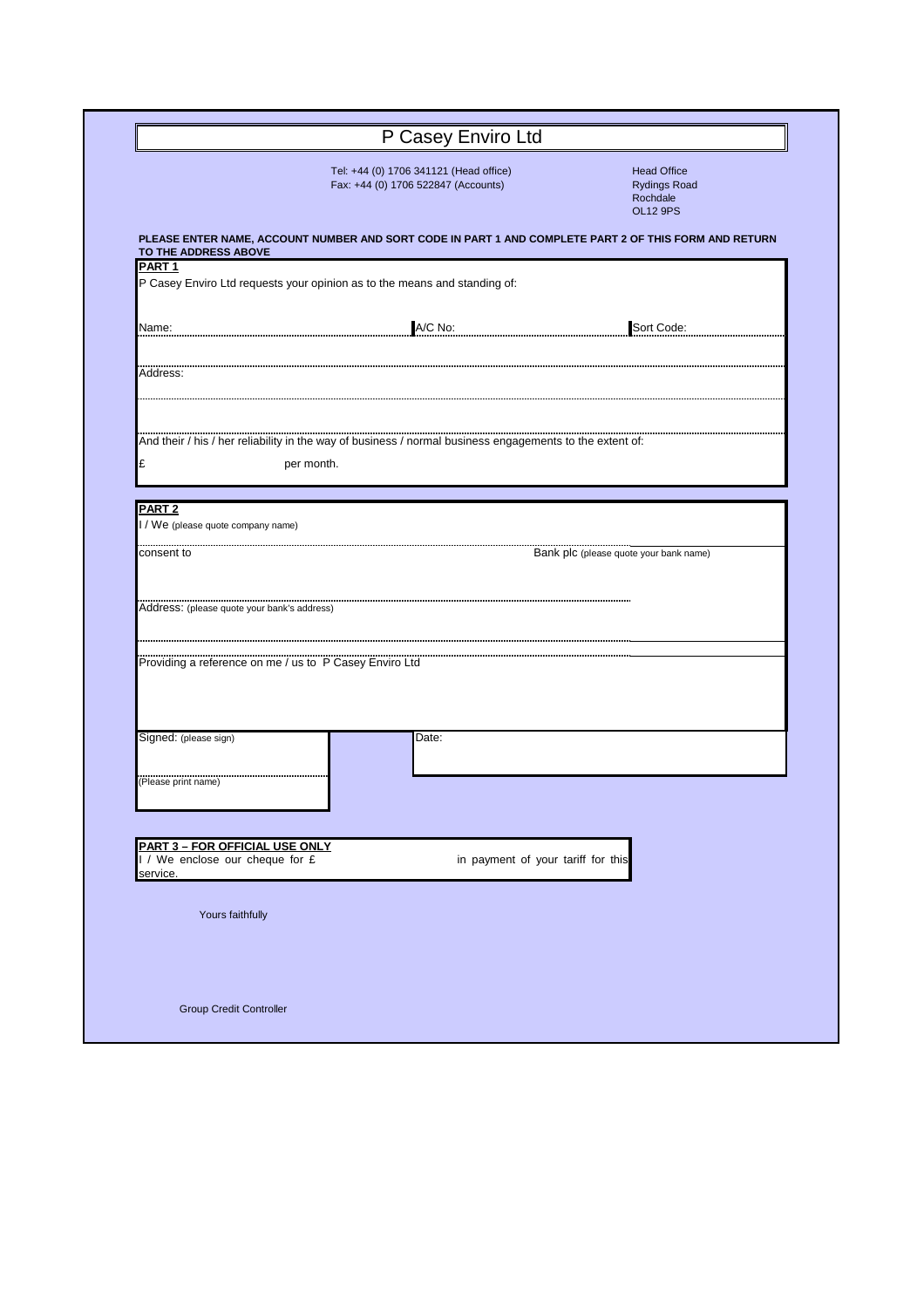# P Casey Enviro Ltd

Tel: +44 (0) 1706 341121 (Head office)
Fax: +44 (0) 1706 522847 (Accounts)

Head Office
Rydings Road
Rochdale
OL12 9PS

**PLEASE ENTER NAME, ACCOUNT NUMBER AND SORT CODE IN PART 1 AND COMPLETE PART 2 OF THIS FORM AND RETURN TO THE ADDRESS ABOVE**

**PART 1**

P Casey Enviro Ltd requests your opinion as to the means and standing of:

Name: A/C No: Sort Code:

Address:

And their / his / her reliability in the way of business / normal business engagements to the extent of:

£ per month.

**PART 2**

I / We (please quote company name)

consent to Bank plc (please quote your bank name)

Address: (please quote your bank's address)

Providing a reference on me / us to P Casey Enviro Ltd

Signed: (please sign)

Date:

(Please print name)

**PART 3 – FOR OFFICIAL USE ONLY**

I / We enclose our cheque for £ in payment of your tariff for this service.

Yours faithfully

Group Credit Controller